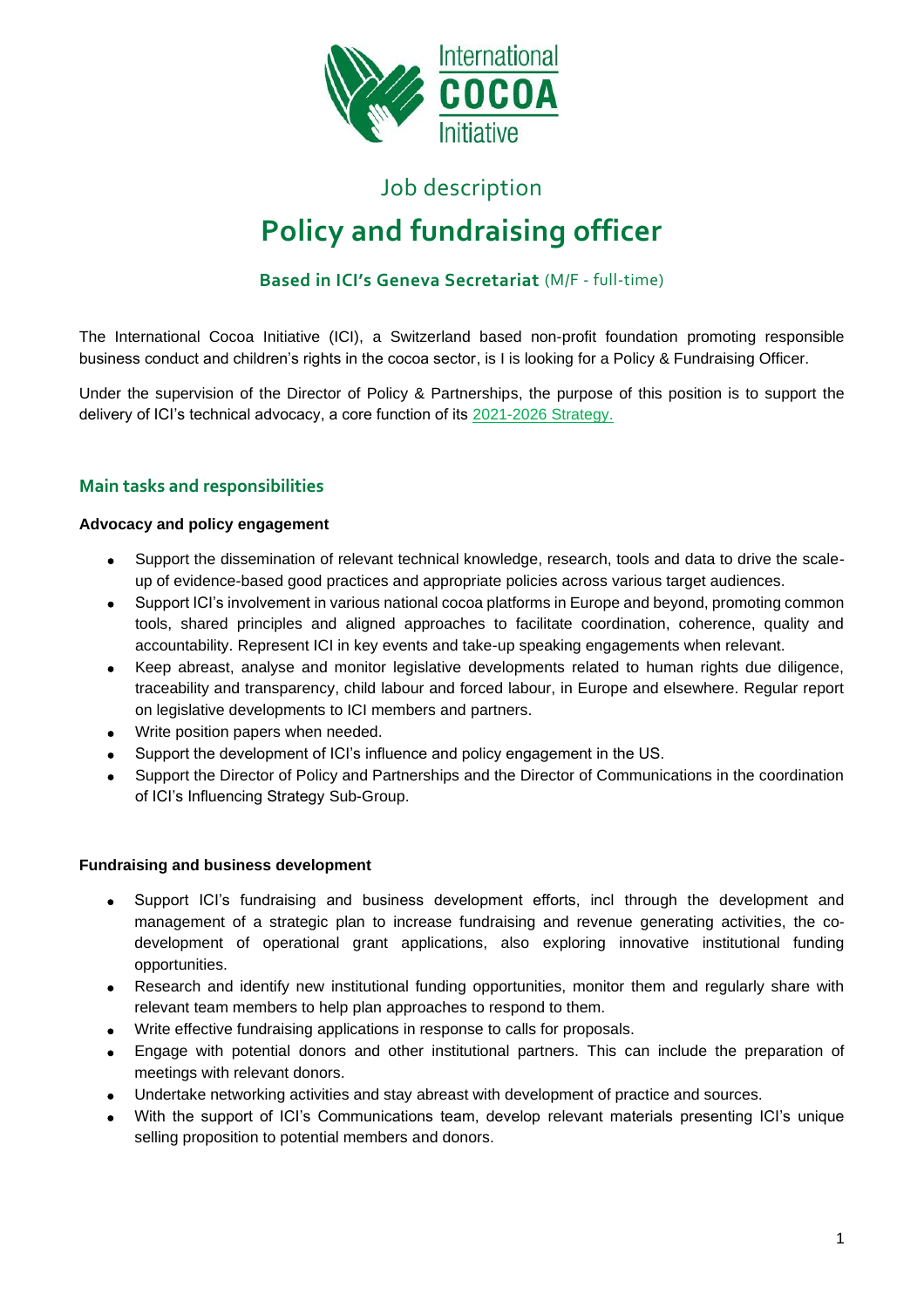International COCOA Initiative

## Job description

# Policy and fundraising officer

**Based in ICI's Geneva Secretariat** (M/F - full-time)

The International Cocoa Initiative (ICI), a Switzerland based non-profit foundation promoting responsible business conduct and children's rights in the cocoa sector, is I is looking for a Policy & Fundraising Officer.

Under the supervision of the Director of Policy & Partnerships, the purpose of this position is to support the delivery of ICI's technical advocacy, a core function of its 2021-2026 Strategy.

## Main tasks and responsibilities

**Advocacy and policy engagement**

- Support the dissemination of relevant technical knowledge, research, tools and data to drive the scale-up of evidence-based good practices and appropriate policies across various target audiences.
- Support ICI's involvement in various national cocoa platforms in Europe and beyond, promoting common tools, shared principles and aligned approaches to facilitate coordination, coherence, quality and accountability. Represent ICI in key events and take-up speaking engagements when relevant.
- Keep abreast, analyse and monitor legislative developments related to human rights due diligence, traceability and transparency, child labour and forced labour, in Europe and elsewhere. Regular report on legislative developments to ICI members and partners.
- Write position papers when needed.
- Support the development of ICI's influence and policy engagement in the US.
- Support the Director of Policy and Partnerships and the Director of Communications in the coordination of ICI's Influencing Strategy Sub-Group.

**Fundraising and business development**

- Support ICI's fundraising and business development efforts, incl through the development and management of a strategic plan to increase fundraising and revenue generating activities, the co-development of operational grant applications, also exploring innovative institutional funding opportunities.
- Research and identify new institutional funding opportunities, monitor them and regularly share with relevant team members to help plan approaches to respond to them.
- Write effective fundraising applications in response to calls for proposals.
- Engage with potential donors and other institutional partners. This can include the preparation of meetings with relevant donors.
- Undertake networking activities and stay abreast with development of practice and sources.
- With the support of ICI's Communications team, develop relevant materials presenting ICI's unique selling proposition to potential members and donors.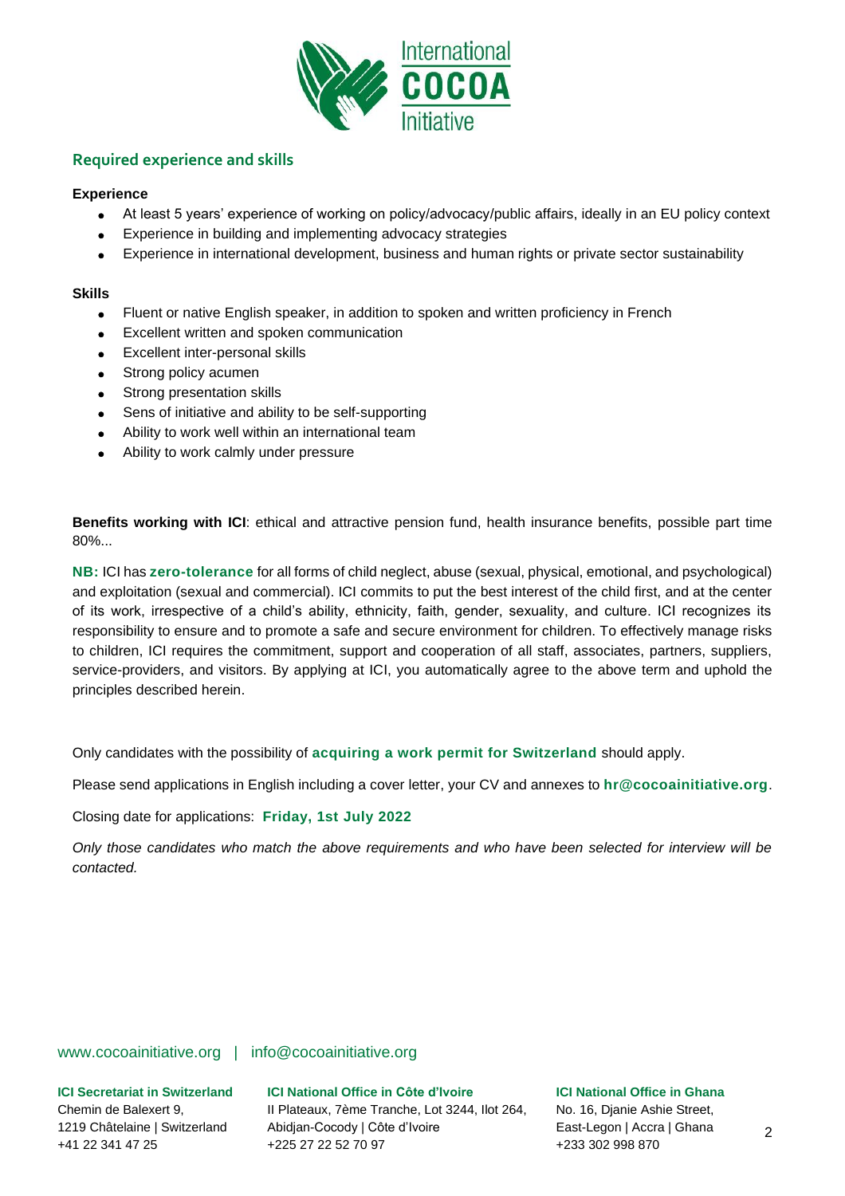## Required experience and skills

**Experience**

- At least 5 years' experience of working on policy/advocacy/public affairs, ideally in an EU policy context
- Experience in building and implementing advocacy strategies
- Experience in international development, business and human rights or private sector sustainability

**Skills**

- Fluent or native English speaker, in addition to spoken and written proficiency in French
- Excellent written and spoken communication
- Excellent inter-personal skills
- Strong policy acumen
- Strong presentation skills
- Sens of initiative and ability to be self-supporting
- Ability to work well within an international team
- Ability to work calmly under pressure

**Benefits working with ICI**: ethical and attractive pension fund, health insurance benefits, possible part time 80%...

**NB:** ICI has **zero-tolerance** for all forms of child neglect, abuse (sexual, physical, emotional, and psychological) and exploitation (sexual and commercial). ICI commits to put the best interest of the child first, and at the center of its work, irrespective of a child's ability, ethnicity, faith, gender, sexuality, and culture. ICI recognizes its responsibility to ensure and to promote a safe and secure environment for children. To effectively manage risks to children, ICI requires the commitment, support and cooperation of all staff, associates, partners, suppliers, service-providers, and visitors. By applying at ICI, you automatically agree to the above term and uphold the principles described herein.

Only candidates with the possibility of **acquiring a work permit for Switzerland** should apply.

Please send applications in English including a cover letter, your CV and annexes to **hr@cocoainitiative.org**.

Closing date for applications: **Friday, 1st July 2022**

*Only those candidates who match the above requirements and who have been selected for interview will be contacted.*

www.cocoainitiative.org | info@cocoainitiative.org

**ICI Secretariat in Switzerland**
Chemin de Balexert 9,
1219 Châtelaine | Switzerland
+41 22 341 47 25

**ICI National Office in Côte d'Ivoire**
II Plateaux, 7ème Tranche, Lot 3244, Ilot 264,
Abidjan-Cocody | Côte d'Ivoire
+225 27 22 52 70 97

**ICI National Office in Ghana**
No. 16, Djanie Ashie Street,
East-Legon | Accra | Ghana
+233 302 998 870